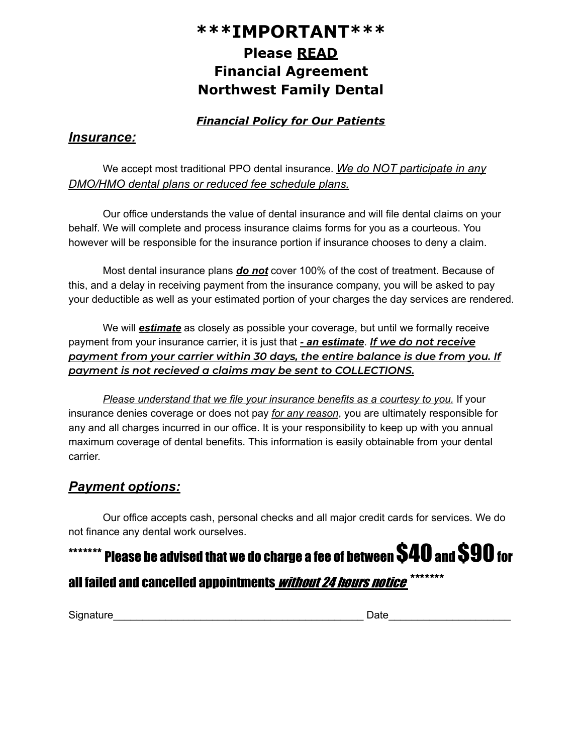# \*\*\*IMPORTANT\*\*\*

## Please <u>READ</u>

## Financial Agreement

## Northwest Family Dental

***<u>Financial Policy for Our Patients</u>***

### ***<u>Insurance:</u>***

We accept most traditional PPO dental insurance. *<u>We do NOT participate in any DMO/HMO dental plans or reduced fee schedule plans.</u>*

Our office understands the value of dental insurance and will file dental claims on your behalf. We will complete and process insurance claims forms for you as a courteous. You however will be responsible for the insurance portion if insurance chooses to deny a claim.

Most dental insurance plans ***<u>do not</u>*** cover 100% of the cost of treatment. Because of this, and a delay in receiving payment from the insurance company, you will be asked to pay your deductible as well as your estimated portion of your charges the day services are rendered.

We will ***<u>estimate</u>*** as closely as possible your coverage, but until we formally receive payment from your insurance carrier, it is just that ***<u>- an estimate</u>***. ***<u>If we do not receive payment from your carrier within 30 days, the entire balance is due from you. If payment is not recieved a claims may be sent to COLLECTIONS.</u>***

*<u>Please understand that we file your insurance benefits as a courtesy to you.</u>* If your insurance denies coverage or does not pay *<u>for any reason</u>*, you are ultimately responsible for any and all charges incurred in our office. It is your responsibility to keep up with you annual maximum coverage of dental benefits. This information is easily obtainable from your dental carrier.

### ***<u>Payment options:</u>***

Our office accepts cash, personal checks and all major credit cards for services. We do not finance any dental work ourselves.

**\*\*\*\*\*\*\* Please be advised that we do charge a fee of between $40 and $90 for all failed and cancelled appointments *<u>without 24 hours notice</u>* \*\*\*\*\*\*\***

Signature_____________________________________________ Date_____________________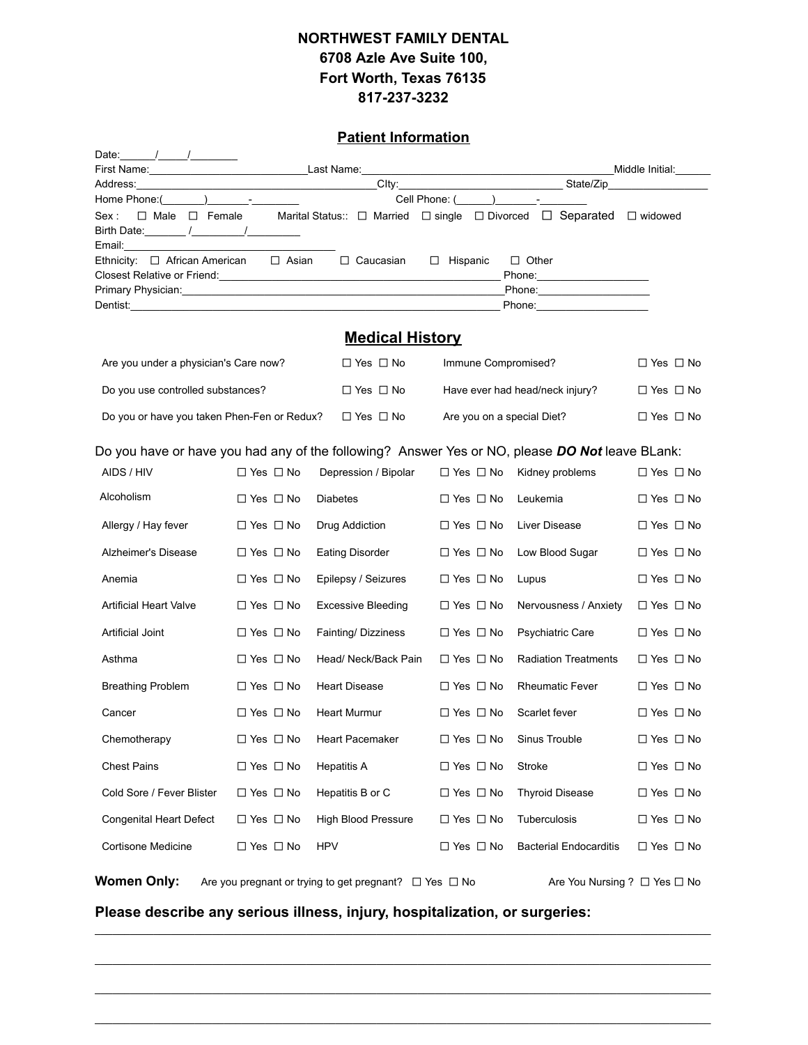**NORTHWEST FAMILY DENTAL**
**6708 Azle Ave Suite 100,**
**Fort Worth, Texas 76135**
**817-237-3232**

## Patient Information

Date:______/_____/________

First Name:__________________________Last Name:_________________________________________Middle Initial:______

Address:_________________________________________CIty:____________________________ State/Zip_________________

Home Phone:(_______)_______-________ Cell Phone: (______)_______-________

Sex : ☐ Male ☐ Female Marital Status:: ☐ Married ☐ single ☐ Divorced ☐ Separated ☐ widowed

Birth Date:_______ /_________/_________

Email:___________________________________

Ethnicity: ☐ African American ☐ Asian ☐ Caucasian ☐ Hispanic ☐ Other

Closest Relative or Friend:______________________________________________ Phone:__________________

Primary Physician:___________________________________________________Phone:__________________

Dentist:____________________________________________________________ Phone:__________________

## Medical History

| | | | |
|---|---|---|---|
| Are you under a physician's Care now? | ☐ Yes ☐ No | Immune Compromised? | ☐ Yes ☐ No |
| Do you use controlled substances? | ☐ Yes ☐ No | Have ever had head/neck injury? | ☐ Yes ☐ No |
| Do you or have you taken Phen-Fen or Redux? | ☐ Yes ☐ No | Are you on a special Diet? | ☐ Yes ☐ No |

Do you have or have you had any of the following? Answer Yes or NO, please ***DO Not*** leave BLank:

| | | | | | |
|---|---|---|---|---|---|
| AIDS / HIV | ☐ Yes ☐ No | Depression / Bipolar | ☐ Yes ☐ No | Kidney problems | ☐ Yes ☐ No |
| Alcoholism | ☐ Yes ☐ No | Diabetes | ☐ Yes ☐ No | Leukemia | ☐ Yes ☐ No |
| Allergy / Hay fever | ☐ Yes ☐ No | Drug Addiction | ☐ Yes ☐ No | Liver Disease | ☐ Yes ☐ No |
| Alzheimer's Disease | ☐ Yes ☐ No | Eating Disorder | ☐ Yes ☐ No | Low Blood Sugar | ☐ Yes ☐ No |
| Anemia | ☐ Yes ☐ No | Epilepsy / Seizures | ☐ Yes ☐ No | Lupus | ☐ Yes ☐ No |
| Artificial Heart Valve | ☐ Yes ☐ No | Excessive Bleeding | ☐ Yes ☐ No | Nervousness / Anxiety | ☐ Yes ☐ No |
| Artificial Joint | ☐ Yes ☐ No | Fainting/ Dizziness | ☐ Yes ☐ No | Psychiatric Care | ☐ Yes ☐ No |
| Asthma | ☐ Yes ☐ No | Head/ Neck/Back Pain | ☐ Yes ☐ No | Radiation Treatments | ☐ Yes ☐ No |
| Breathing Problem | ☐ Yes ☐ No | Heart Disease | ☐ Yes ☐ No | Rheumatic Fever | ☐ Yes ☐ No |
| Cancer | ☐ Yes ☐ No | Heart Murmur | ☐ Yes ☐ No | Scarlet fever | ☐ Yes ☐ No |
| Chemotherapy | ☐ Yes ☐ No | Heart Pacemaker | ☐ Yes ☐ No | Sinus Trouble | ☐ Yes ☐ No |
| Chest Pains | ☐ Yes ☐ No | Hepatitis A | ☐ Yes ☐ No | Stroke | ☐ Yes ☐ No |
| Cold Sore / Fever Blister | ☐ Yes ☐ No | Hepatitis B or C | ☐ Yes ☐ No | Thyroid Disease | ☐ Yes ☐ No |
| Congenital Heart Defect | ☐ Yes ☐ No | High Blood Pressure | ☐ Yes ☐ No | Tuberculosis | ☐ Yes ☐ No |
| Cortisone Medicine | ☐ Yes ☐ No | HPV | ☐ Yes ☐ No | Bacterial Endocarditis | ☐ Yes ☐ No |

**Women Only:** Are you pregnant or trying to get pregnant? ☐ Yes ☐ No Are You Nursing ? ☐ Yes ☐ No

### Please describe any serious illness, injury, hospitalization, or surgeries:

_______________________________________________________________________________

_______________________________________________________________________________

_______________________________________________________________________________

_______________________________________________________________________________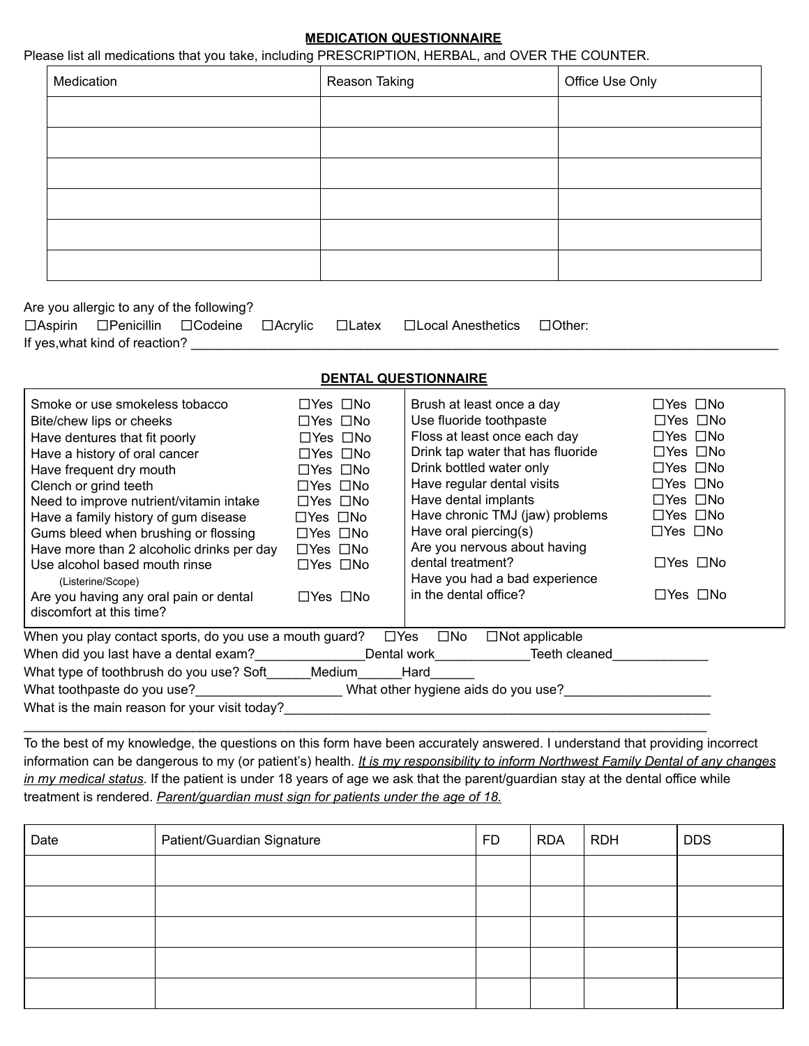## MEDICATION QUESTIONNAIRE

Please list all medications that you take, including PRESCRIPTION, HERBAL, and OVER THE COUNTER.

| Medication | Reason Taking | Office Use Only |
| --- | --- | --- |
| | | |
| | | |
| | | |
| | | |
| | | |
| | | |

Are you allergic to any of the following?

☐Aspirin ☐Penicillin ☐Codeine ☐Acrylic ☐Latex ☐Local Anesthetics ☐Other:

If yes,what kind of reaction? ___________________________________________________________________________

## DENTAL QUESTIONNAIRE

| | | | |
| --- | --- | --- | --- |
| Smoke or use smokeless tobacco | ☐Yes ☐No | Brush at least once a day | ☐Yes ☐No |
| Bite/chew lips or cheeks | ☐Yes ☐No | Use fluoride toothpaste | ☐Yes ☐No |
| Have dentures that fit poorly | ☐Yes ☐No | Floss at least once each day | ☐Yes ☐No |
| Have a history of oral cancer | ☐Yes ☐No | Drink tap water that has fluoride | ☐Yes ☐No |
| Have frequent dry mouth | ☐Yes ☐No | Drink bottled water only | ☐Yes ☐No |
| Clench or grind teeth | ☐Yes ☐No | Have regular dental visits | ☐Yes ☐No |
| Need to improve nutrient/vitamin intake | ☐Yes ☐No | Have dental implants | ☐Yes ☐No |
| Have a family history of gum disease | ☐Yes ☐No | Have chronic TMJ (jaw) problems | ☐Yes ☐No |
| Gums bleed when brushing or flossing | ☐Yes ☐No | Have oral piercing(s) | ☐Yes ☐No |
| Have more than 2 alcoholic drinks per day | ☐Yes ☐No | Are you nervous about having dental treatment? | ☐Yes ☐No |
| Use alcohol based mouth rinse (Listerine/Scope) | ☐Yes ☐No | Have you had a bad experience in the dental office? | ☐Yes ☐No |
| Are you having any oral pain or dental discomfort at this time? | ☐Yes ☐No | | |

When you play contact sports, do you use a mouth guard? ☐Yes ☐No ☐Not applicable

When did you last have a dental exam?_______________Dental work_____________Teeth cleaned_____________

What type of toothbrush do you use? Soft______Medium______Hard______

What toothpaste do you use?____________________ What other hygiene aids do you use?____________________

What is the main reason for your visit today?______________________________________________________________

_____________________________________________________________________________________________

To the best of my knowledge, the questions on this form have been accurately answered. I understand that providing incorrect information can be dangerous to my (or patient's) health. *It is my responsibility to inform Northwest Family Dental of any changes in my medical status*. If the patient is under 18 years of age we ask that the parent/guardian stay at the dental office while treatment is rendered. *Parent/guardian must sign for patients under the age of 18.*

| Date | Patient/Guardian Signature | FD | RDA | RDH | DDS |
| --- | --- | --- | --- | --- | --- |
| | | | | | |
| | | | | | |
| | | | | | |
| | | | | | |
| | | | | | |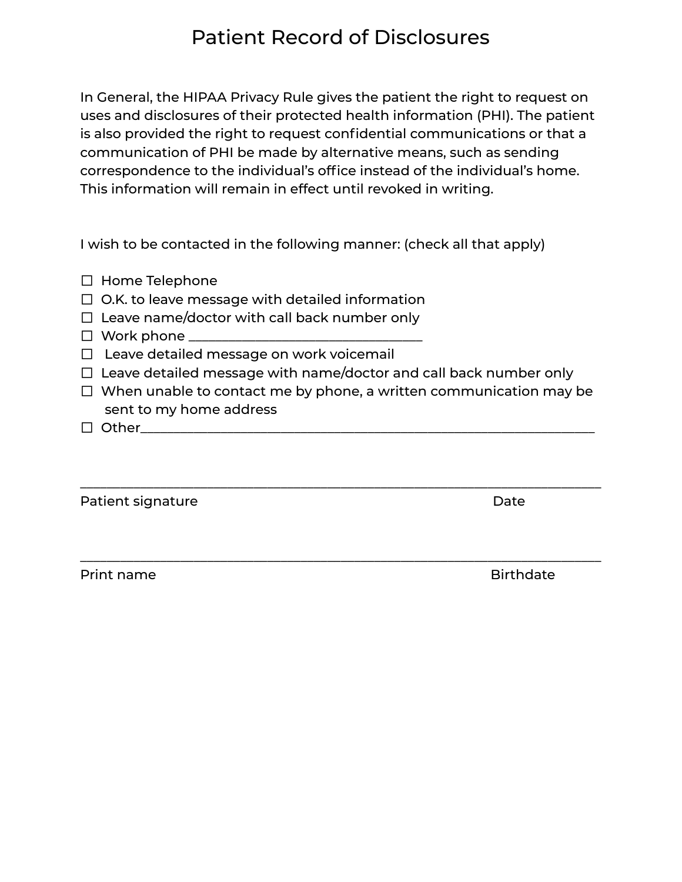# Patient Record of Disclosures

In General, the HIPAA Privacy Rule gives the patient the right to request on uses and disclosures of their protected health information (PHI). The patient is also provided the right to request confidential communications or that a communication of PHI be made by alternative means, such as sending correspondence to the individual's office instead of the individual's home. This information will remain in effect until revoked in writing.

I wish to be contacted in the following manner: (check all that apply)

- ☐ Home Telephone
- ☐ O.K. to leave message with detailed information
- ☐ Leave name/doctor with call back number only
- ☐ Work phone ______________________________
- ☐ Leave detailed message on work voicemail
- ☐ Leave detailed message with name/doctor and call back number only
- ☐ When unable to contact me by phone, a written communication may be sent to my home address
- ☐ Other_____________________________________________________

______________________________________________________________

Patient signature Date

______________________________________________________________

Print name Birthdate